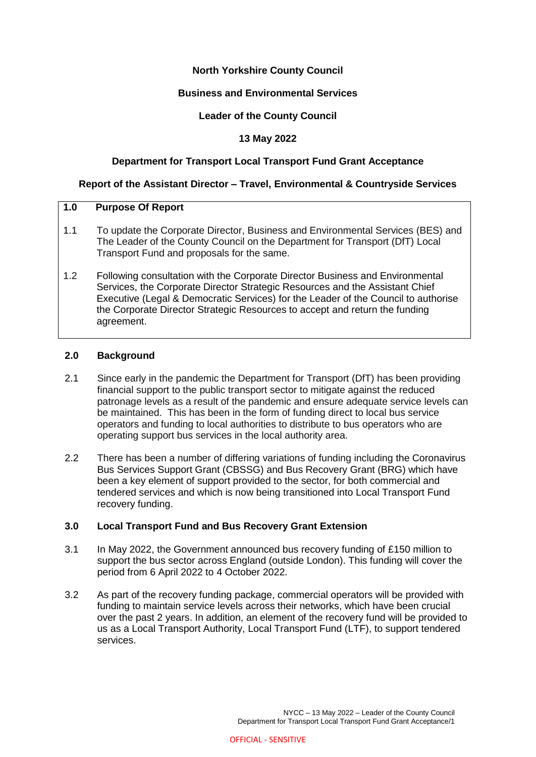**North Yorkshire County Council**

**Business and Environmental Services**

**Leader of the County Council**

**13 May 2022**

**Department for Transport Local Transport Fund Grant Acceptance**

**Report of the Assistant Director – Travel, Environmental & Countryside Services**

## 1.0 Purpose Of Report

1.1 To update the Corporate Director, Business and Environmental Services (BES) and The Leader of the County Council on the Department for Transport (DfT) Local Transport Fund and proposals for the same.

1.2 Following consultation with the Corporate Director Business and Environmental Services, the Corporate Director Strategic Resources and the Assistant Chief Executive (Legal & Democratic Services) for the Leader of the Council to authorise the Corporate Director Strategic Resources to accept and return the funding agreement.

## 2.0 Background

2.1 Since early in the pandemic the Department for Transport (DfT) has been providing financial support to the public transport sector to mitigate against the reduced patronage levels as a result of the pandemic and ensure adequate service levels can be maintained. This has been in the form of funding direct to local bus service operators and funding to local authorities to distribute to bus operators who are operating support bus services in the local authority area.

2.2 There has been a number of differing variations of funding including the Coronavirus Bus Services Support Grant (CBSSG) and Bus Recovery Grant (BRG) which have been a key element of support provided to the sector, for both commercial and tendered services and which is now being transitioned into Local Transport Fund recovery funding.

## 3.0 Local Transport Fund and Bus Recovery Grant Extension

3.1 In May 2022, the Government announced bus recovery funding of £150 million to support the bus sector across England (outside London). This funding will cover the period from 6 April 2022 to 4 October 2022.

3.2 As part of the recovery funding package, commercial operators will be provided with funding to maintain service levels across their networks, which have been crucial over the past 2 years. In addition, an element of the recovery fund will be provided to us as a Local Transport Authority, Local Transport Fund (LTF), to support tendered services.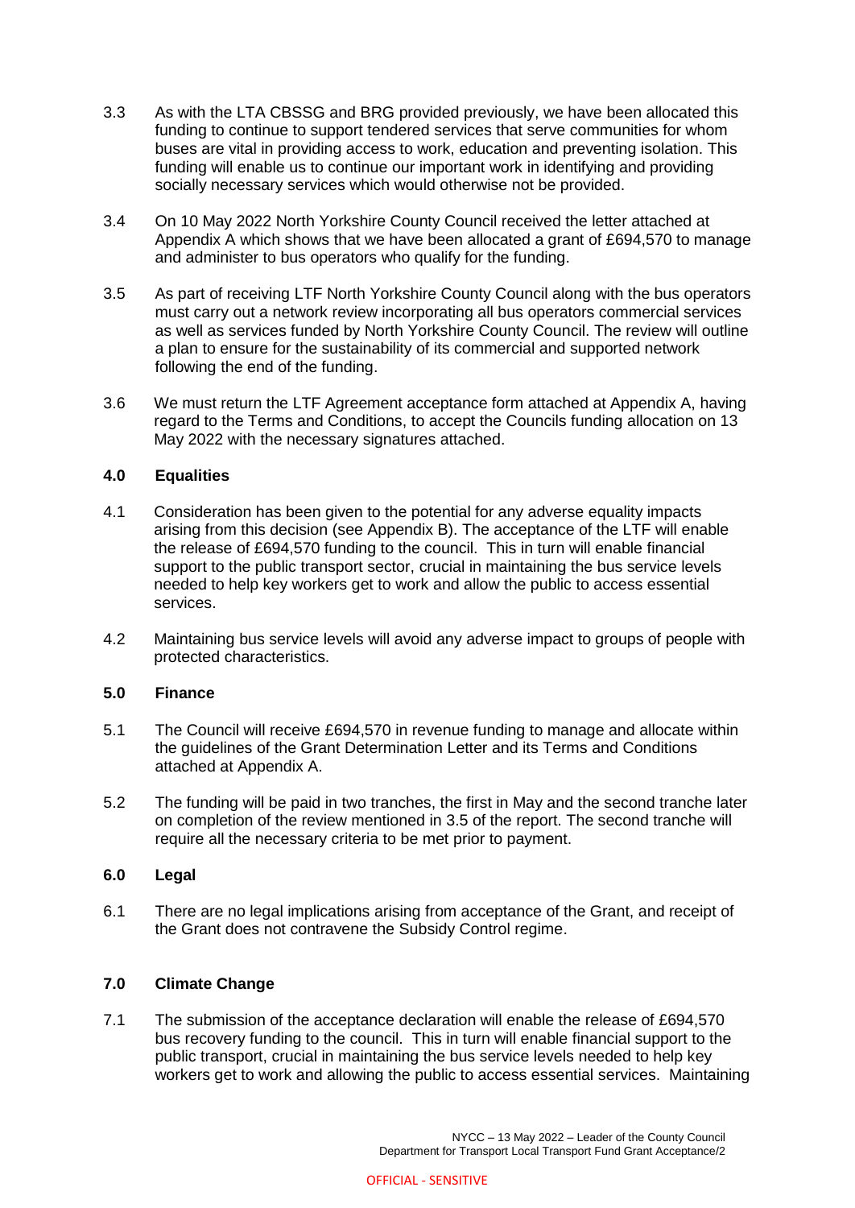3.3 As with the LTA CBSSG and BRG provided previously, we have been allocated this funding to continue to support tendered services that serve communities for whom buses are vital in providing access to work, education and preventing isolation. This funding will enable us to continue our important work in identifying and providing socially necessary services which would otherwise not be provided.

3.4 On 10 May 2022 North Yorkshire County Council received the letter attached at Appendix A which shows that we have been allocated a grant of £694,570 to manage and administer to bus operators who qualify for the funding.

3.5 As part of receiving LTF North Yorkshire County Council along with the bus operators must carry out a network review incorporating all bus operators commercial services as well as services funded by North Yorkshire County Council. The review will outline a plan to ensure for the sustainability of its commercial and supported network following the end of the funding.

3.6 We must return the LTF Agreement acceptance form attached at Appendix A, having regard to the Terms and Conditions, to accept the Councils funding allocation on 13 May 2022 with the necessary signatures attached.

## 4.0 Equalities

4.1 Consideration has been given to the potential for any adverse equality impacts arising from this decision (see Appendix B). The acceptance of the LTF will enable the release of £694,570 funding to the council. This in turn will enable financial support to the public transport sector, crucial in maintaining the bus service levels needed to help key workers get to work and allow the public to access essential services.

4.2 Maintaining bus service levels will avoid any adverse impact to groups of people with protected characteristics.

## 5.0 Finance

5.1 The Council will receive £694,570 in revenue funding to manage and allocate within the guidelines of the Grant Determination Letter and its Terms and Conditions attached at Appendix A.

5.2 The funding will be paid in two tranches, the first in May and the second tranche later on completion of the review mentioned in 3.5 of the report. The second tranche will require all the necessary criteria to be met prior to payment.

## 6.0 Legal

6.1 There are no legal implications arising from acceptance of the Grant, and receipt of the Grant does not contravene the Subsidy Control regime.

## 7.0 Climate Change

7.1 The submission of the acceptance declaration will enable the release of £694,570 bus recovery funding to the council. This in turn will enable financial support to the public transport, crucial in maintaining the bus service levels needed to help key workers get to work and allowing the public to access essential services. Maintaining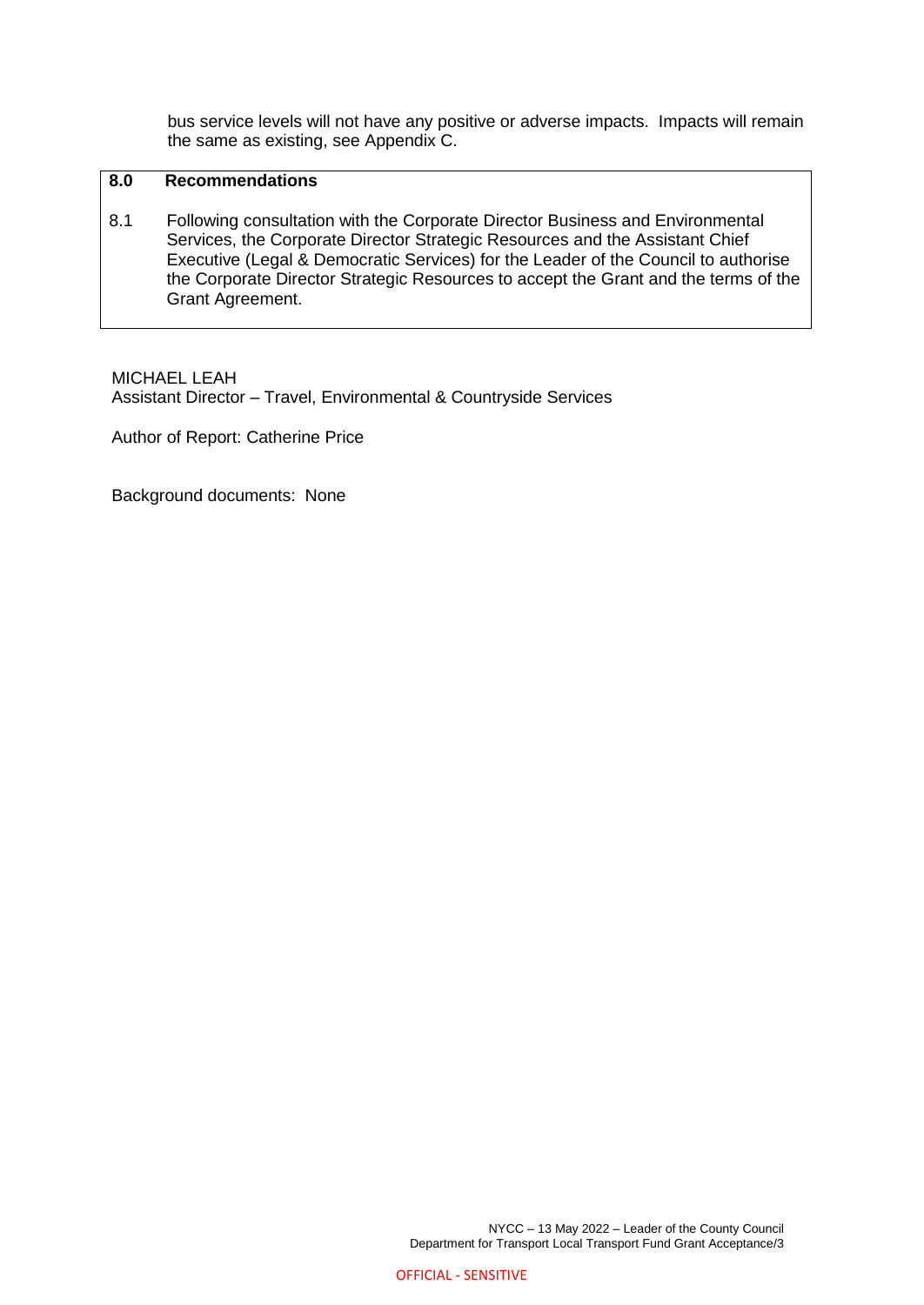bus service levels will not have any positive or adverse impacts. Impacts will remain the same as existing, see Appendix C.

## 8.0 Recommendations

8.1 Following consultation with the Corporate Director Business and Environmental Services, the Corporate Director Strategic Resources and the Assistant Chief Executive (Legal & Democratic Services) for the Leader of the Council to authorise the Corporate Director Strategic Resources to accept the Grant and the terms of the Grant Agreement.

MICHAEL LEAH
Assistant Director – Travel, Environmental & Countryside Services

Author of Report: Catherine Price

Background documents: None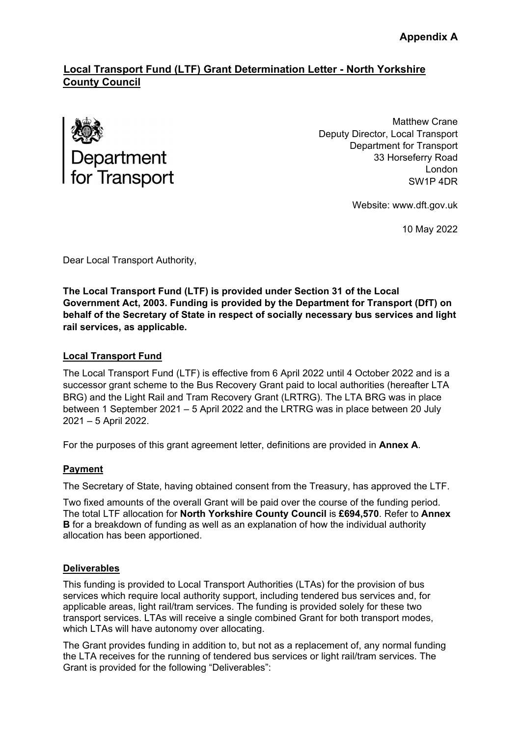**Appendix A**

## Local Transport Fund (LTF) Grant Determination Letter - North Yorkshire County Council

Department for Transport

Matthew Crane
Deputy Director, Local Transport
Department for Transport
33 Horseferry Road
London
SW1P 4DR

Website: www.dft.gov.uk

10 May 2022

Dear Local Transport Authority,

**The Local Transport Fund (LTF) is provided under Section 31 of the Local Government Act, 2003. Funding is provided by the Department for Transport (DfT) on behalf of the Secretary of State in respect of socially necessary bus services and light rail services, as applicable.**

### Local Transport Fund

The Local Transport Fund (LTF) is effective from 6 April 2022 until 4 October 2022 and is a successor grant scheme to the Bus Recovery Grant paid to local authorities (hereafter LTA BRG) and the Light Rail and Tram Recovery Grant (LRTRG). The LTA BRG was in place between 1 September 2021 – 5 April 2022 and the LRTRG was in place between 20 July 2021 – 5 April 2022.

For the purposes of this grant agreement letter, definitions are provided in **Annex A**.

### Payment

The Secretary of State, having obtained consent from the Treasury, has approved the LTF.

Two fixed amounts of the overall Grant will be paid over the course of the funding period. The total LTF allocation for **North Yorkshire County Council** is **£694,570**. Refer to **Annex B** for a breakdown of funding as well as an explanation of how the individual authority allocation has been apportioned.

### Deliverables

This funding is provided to Local Transport Authorities (LTAs) for the provision of bus services which require local authority support, including tendered bus services and, for applicable areas, light rail/tram services. The funding is provided solely for these two transport services. LTAs will receive a single combined Grant for both transport modes, which LTAs will have autonomy over allocating.

The Grant provides funding in addition to, but not as a replacement of, any normal funding the LTA receives for the running of tendered bus services or light rail/tram services. The Grant is provided for the following "Deliverables":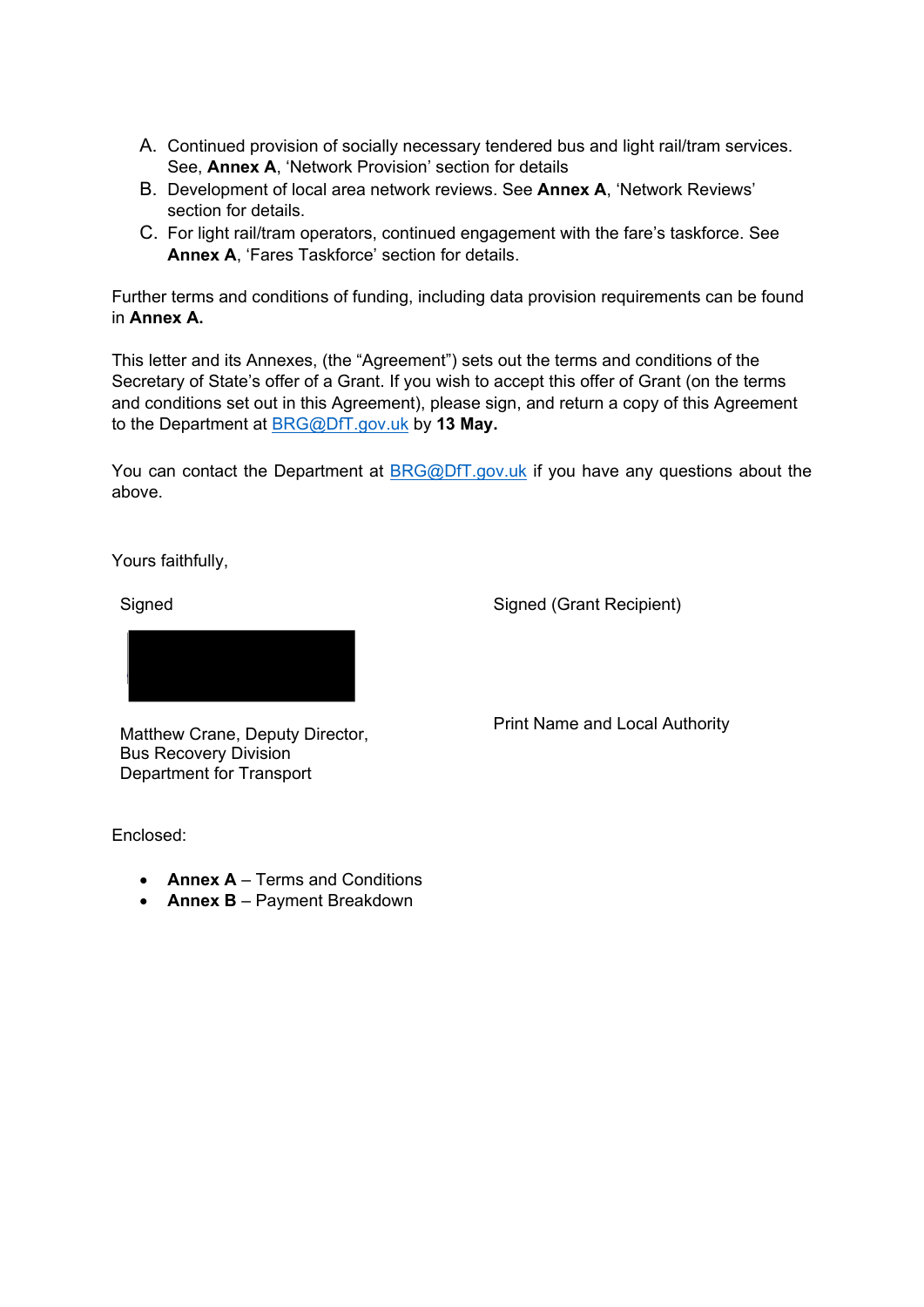A. Continued provision of socially necessary tendered bus and light rail/tram services. See, **Annex A**, 'Network Provision' section for details
B. Development of local area network reviews. See **Annex A**, 'Network Reviews' section for details.
C. For light rail/tram operators, continued engagement with the fare's taskforce. See **Annex A**, 'Fares Taskforce' section for details.

Further terms and conditions of funding, including data provision requirements can be found in **Annex A.**

This letter and its Annexes, (the "Agreement") sets out the terms and conditions of the Secretary of State's offer of a Grant. If you wish to accept this offer of Grant (on the terms and conditions set out in this Agreement), please sign, and return a copy of this Agreement to the Department at BRG@DfT.gov.uk by **13 May.**

You can contact the Department at BRG@DfT.gov.uk if you have any questions about the above.

Yours faithfully,

Signed

Matthew Crane, Deputy Director,
Bus Recovery Division
Department for Transport

Signed (Grant Recipient)

Print Name and Local Authority

Enclosed:

- **Annex A** – Terms and Conditions
- **Annex B** – Payment Breakdown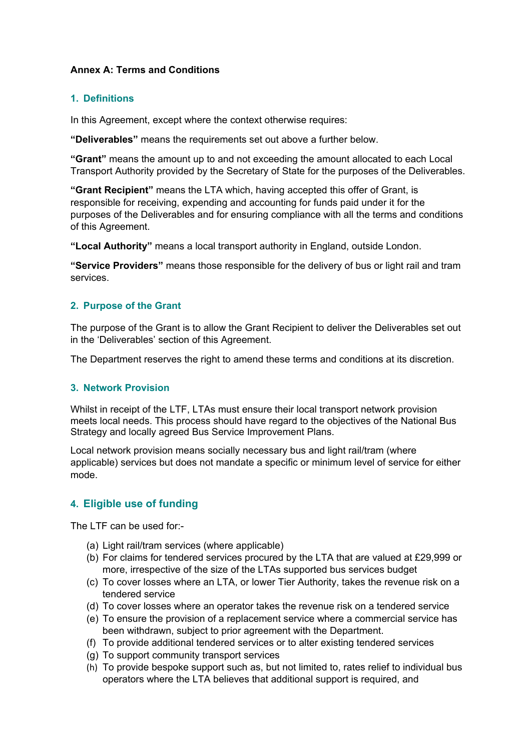**Annex A: Terms and Conditions**

## 1. Definitions

In this Agreement, except where the context otherwise requires:

**"Deliverables"** means the requirements set out above a further below.

**"Grant"** means the amount up to and not exceeding the amount allocated to each Local Transport Authority provided by the Secretary of State for the purposes of the Deliverables.

**"Grant Recipient"** means the LTA which, having accepted this offer of Grant, is responsible for receiving, expending and accounting for funds paid under it for the purposes of the Deliverables and for ensuring compliance with all the terms and conditions of this Agreement.

**"Local Authority"** means a local transport authority in England, outside London.

**"Service Providers"** means those responsible for the delivery of bus or light rail and tram services.

## 2. Purpose of the Grant

The purpose of the Grant is to allow the Grant Recipient to deliver the Deliverables set out in the 'Deliverables' section of this Agreement.

The Department reserves the right to amend these terms and conditions at its discretion.

## 3. Network Provision

Whilst in receipt of the LTF, LTAs must ensure their local transport network provision meets local needs. This process should have regard to the objectives of the National Bus Strategy and locally agreed Bus Service Improvement Plans.

Local network provision means socially necessary bus and light rail/tram (where applicable) services but does not mandate a specific or minimum level of service for either mode.

## 4. Eligible use of funding

The LTF can be used for:-

(a) Light rail/tram services (where applicable)
(b) For claims for tendered services procured by the LTA that are valued at £29,999 or more, irrespective of the size of the LTAs supported bus services budget
(c) To cover losses where an LTA, or lower Tier Authority, takes the revenue risk on a tendered service
(d) To cover losses where an operator takes the revenue risk on a tendered service
(e) To ensure the provision of a replacement service where a commercial service has been withdrawn, subject to prior agreement with the Department.
(f) To provide additional tendered services or to alter existing tendered services
(g) To support community transport services
(h) To provide bespoke support such as, but not limited to, rates relief to individual bus operators where the LTA believes that additional support is required, and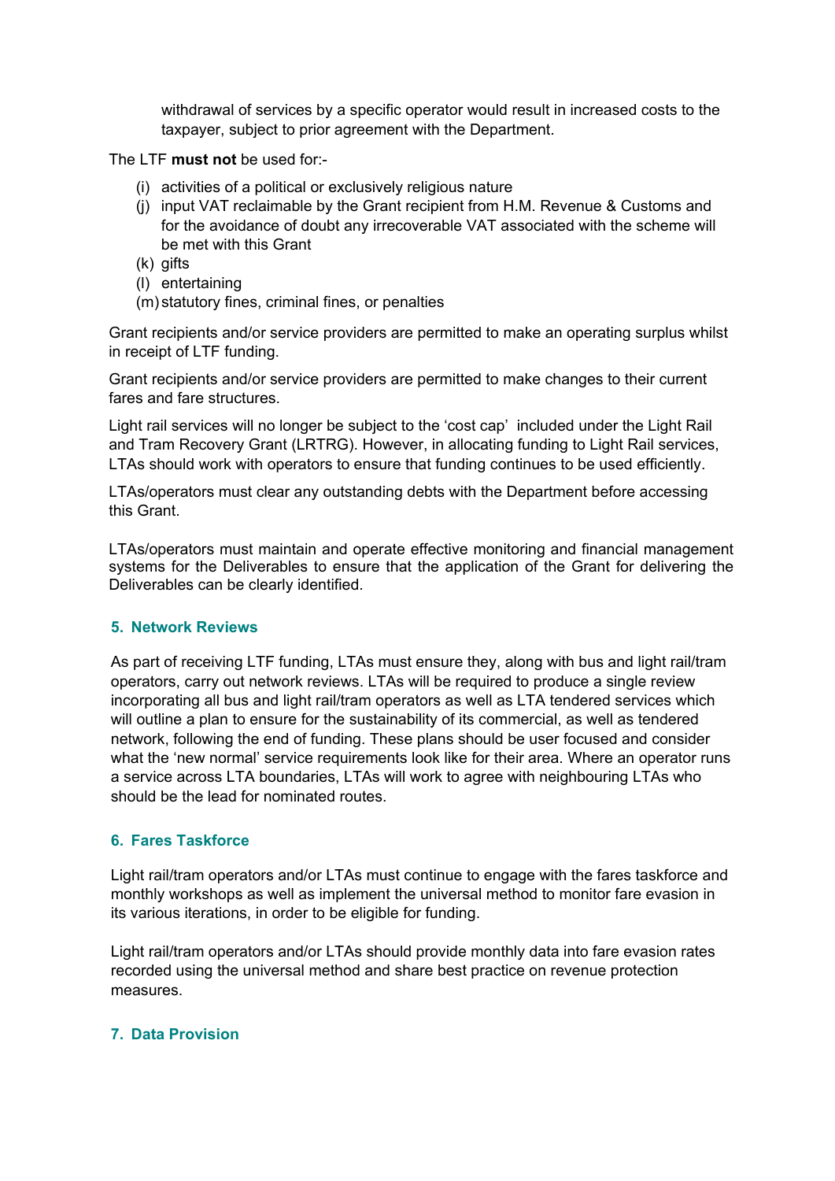withdrawal of services by a specific operator would result in increased costs to the taxpayer, subject to prior agreement with the Department.

The LTF **must not** be used for:-

(i) activities of a political or exclusively religious nature
(j) input VAT reclaimable by the Grant recipient from H.M. Revenue & Customs and for the avoidance of doubt any irrecoverable VAT associated with the scheme will be met with this Grant
(k) gifts
(l) entertaining
(m) statutory fines, criminal fines, or penalties

Grant recipients and/or service providers are permitted to make an operating surplus whilst in receipt of LTF funding.

Grant recipients and/or service providers are permitted to make changes to their current fares and fare structures.

Light rail services will no longer be subject to the 'cost cap' included under the Light Rail and Tram Recovery Grant (LRTRG). However, in allocating funding to Light Rail services, LTAs should work with operators to ensure that funding continues to be used efficiently.

LTAs/operators must clear any outstanding debts with the Department before accessing this Grant.

LTAs/operators must maintain and operate effective monitoring and financial management systems for the Deliverables to ensure that the application of the Grant for delivering the Deliverables can be clearly identified.

## 5. Network Reviews

As part of receiving LTF funding, LTAs must ensure they, along with bus and light rail/tram operators, carry out network reviews. LTAs will be required to produce a single review incorporating all bus and light rail/tram operators as well as LTA tendered services which will outline a plan to ensure for the sustainability of its commercial, as well as tendered network, following the end of funding. These plans should be user focused and consider what the 'new normal' service requirements look like for their area. Where an operator runs a service across LTA boundaries, LTAs will work to agree with neighbouring LTAs who should be the lead for nominated routes.

## 6. Fares Taskforce

Light rail/tram operators and/or LTAs must continue to engage with the fares taskforce and monthly workshops as well as implement the universal method to monitor fare evasion in its various iterations, in order to be eligible for funding.

Light rail/tram operators and/or LTAs should provide monthly data into fare evasion rates recorded using the universal method and share best practice on revenue protection measures.

## 7. Data Provision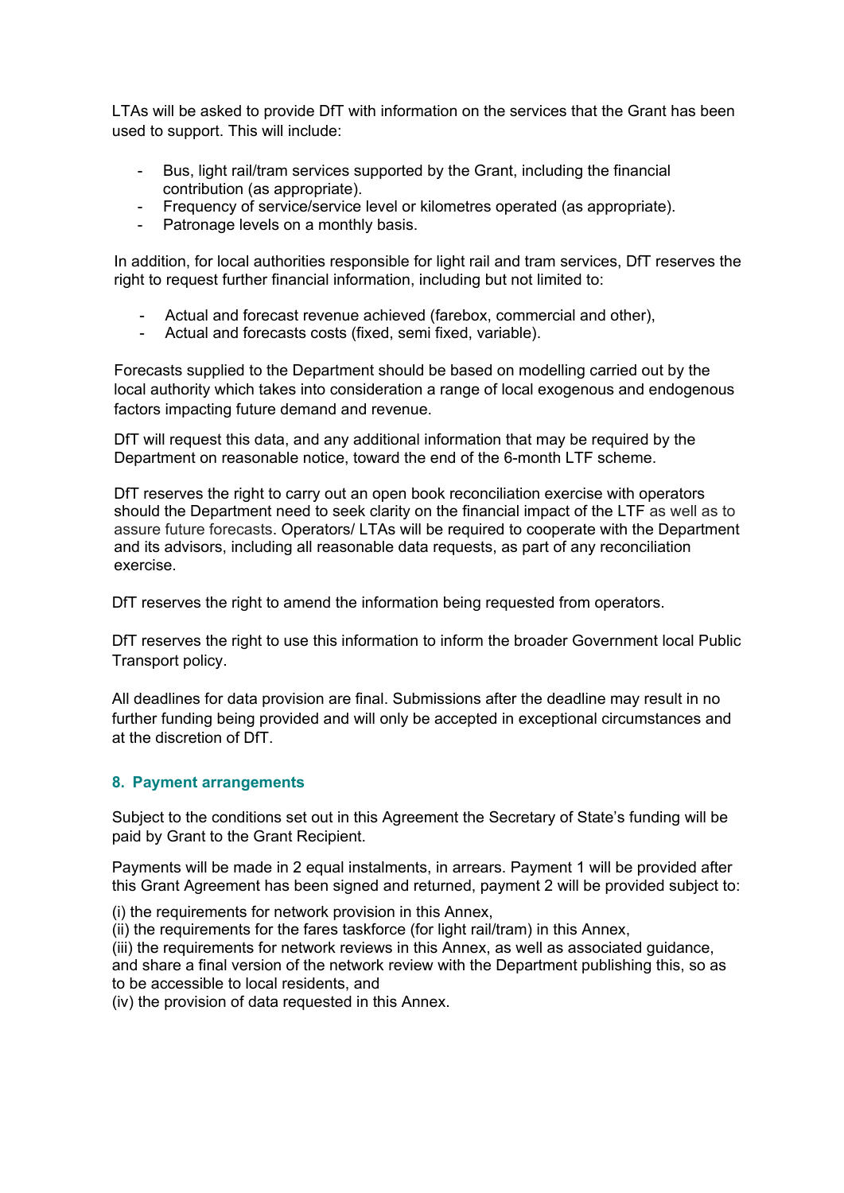LTAs will be asked to provide DfT with information on the services that the Grant has been used to support. This will include:

- Bus, light rail/tram services supported by the Grant, including the financial contribution (as appropriate).
- Frequency of service/service level or kilometres operated (as appropriate).
- Patronage levels on a monthly basis.

In addition, for local authorities responsible for light rail and tram services, DfT reserves the right to request further financial information, including but not limited to:

- Actual and forecast revenue achieved (farebox, commercial and other),
- Actual and forecasts costs (fixed, semi fixed, variable).

Forecasts supplied to the Department should be based on modelling carried out by the local authority which takes into consideration a range of local exogenous and endogenous factors impacting future demand and revenue.

DfT will request this data, and any additional information that may be required by the Department on reasonable notice, toward the end of the 6-month LTF scheme.

DfT reserves the right to carry out an open book reconciliation exercise with operators should the Department need to seek clarity on the financial impact of the LTF as well as to assure future forecasts. Operators/ LTAs will be required to cooperate with the Department and its advisors, including all reasonable data requests, as part of any reconciliation exercise.

DfT reserves the right to amend the information being requested from operators.

DfT reserves the right to use this information to inform the broader Government local Public Transport policy.

All deadlines for data provision are final. Submissions after the deadline may result in no further funding being provided and will only be accepted in exceptional circumstances and at the discretion of DfT.

## 8. Payment arrangements

Subject to the conditions set out in this Agreement the Secretary of State's funding will be paid by Grant to the Grant Recipient.

Payments will be made in 2 equal instalments, in arrears. Payment 1 will be provided after this Grant Agreement has been signed and returned, payment 2 will be provided subject to:

(i) the requirements for network provision in this Annex,
(ii) the requirements for the fares taskforce (for light rail/tram) in this Annex,
(iii) the requirements for network reviews in this Annex, as well as associated guidance, and share a final version of the network review with the Department publishing this, so as to be accessible to local residents, and
(iv) the provision of data requested in this Annex.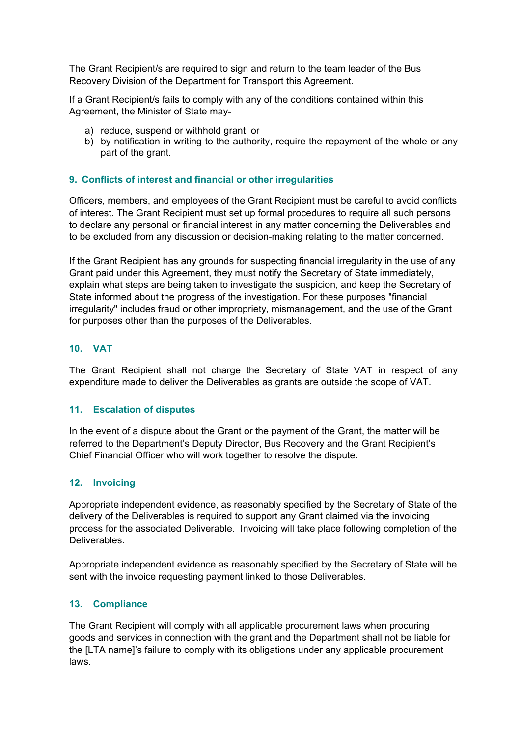The Grant Recipient/s are required to sign and return to the team leader of the Bus Recovery Division of the Department for Transport this Agreement.

If a Grant Recipient/s fails to comply with any of the conditions contained within this Agreement, the Minister of State may-

a) reduce, suspend or withhold grant; or
b) by notification in writing to the authority, require the repayment of the whole or any part of the grant.

### 9. Conflicts of interest and financial or other irregularities

Officers, members, and employees of the Grant Recipient must be careful to avoid conflicts of interest. The Grant Recipient must set up formal procedures to require all such persons to declare any personal or financial interest in any matter concerning the Deliverables and to be excluded from any discussion or decision-making relating to the matter concerned.

If the Grant Recipient has any grounds for suspecting financial irregularity in the use of any Grant paid under this Agreement, they must notify the Secretary of State immediately, explain what steps are being taken to investigate the suspicion, and keep the Secretary of State informed about the progress of the investigation. For these purposes "financial irregularity" includes fraud or other impropriety, mismanagement, and the use of the Grant for purposes other than the purposes of the Deliverables.

### 10. VAT

The Grant Recipient shall not charge the Secretary of State VAT in respect of any expenditure made to deliver the Deliverables as grants are outside the scope of VAT.

### 11. Escalation of disputes

In the event of a dispute about the Grant or the payment of the Grant, the matter will be referred to the Department's Deputy Director, Bus Recovery and the Grant Recipient's Chief Financial Officer who will work together to resolve the dispute.

### 12. Invoicing

Appropriate independent evidence, as reasonably specified by the Secretary of State of the delivery of the Deliverables is required to support any Grant claimed via the invoicing process for the associated Deliverable. Invoicing will take place following completion of the Deliverables.

Appropriate independent evidence as reasonably specified by the Secretary of State will be sent with the invoice requesting payment linked to those Deliverables.

### 13. Compliance

The Grant Recipient will comply with all applicable procurement laws when procuring goods and services in connection with the grant and the Department shall not be liable for the [LTA name]'s failure to comply with its obligations under any applicable procurement laws.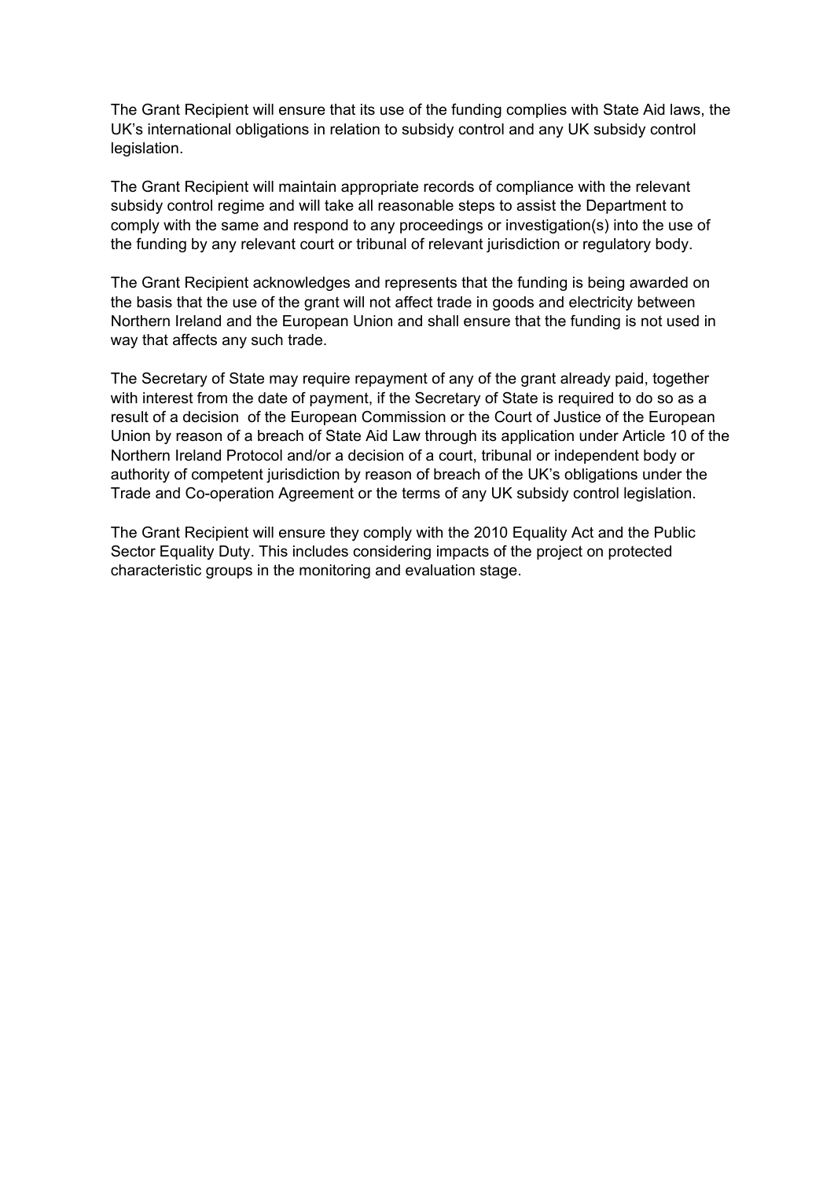The Grant Recipient will ensure that its use of the funding complies with State Aid laws, the UK's international obligations in relation to subsidy control and any UK subsidy control legislation.

The Grant Recipient will maintain appropriate records of compliance with the relevant subsidy control regime and will take all reasonable steps to assist the Department to comply with the same and respond to any proceedings or investigation(s) into the use of the funding by any relevant court or tribunal of relevant jurisdiction or regulatory body.

The Grant Recipient acknowledges and represents that the funding is being awarded on the basis that the use of the grant will not affect trade in goods and electricity between Northern Ireland and the European Union and shall ensure that the funding is not used in way that affects any such trade.

The Secretary of State may require repayment of any of the grant already paid, together with interest from the date of payment, if the Secretary of State is required to do so as a result of a decision of the European Commission or the Court of Justice of the European Union by reason of a breach of State Aid Law through its application under Article 10 of the Northern Ireland Protocol and/or a decision of a court, tribunal or independent body or authority of competent jurisdiction by reason of breach of the UK's obligations under the Trade and Co-operation Agreement or the terms of any UK subsidy control legislation.

The Grant Recipient will ensure they comply with the 2010 Equality Act and the Public Sector Equality Duty. This includes considering impacts of the project on protected characteristic groups in the monitoring and evaluation stage.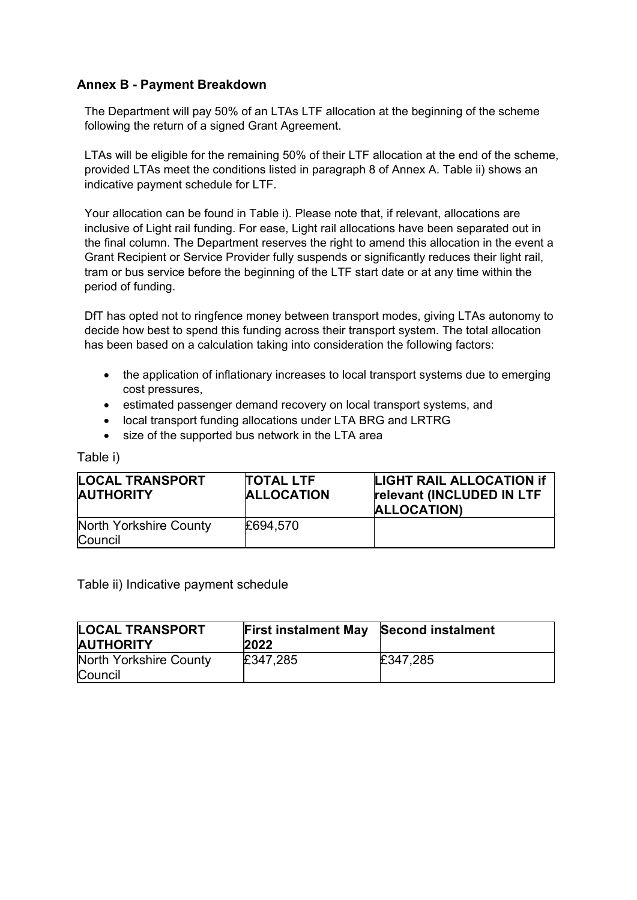## Annex B - Payment Breakdown

The Department will pay 50% of an LTAs LTF allocation at the beginning of the scheme following the return of a signed Grant Agreement.

LTAs will be eligible for the remaining 50% of their LTF allocation at the end of the scheme, provided LTAs meet the conditions listed in paragraph 8 of Annex A. Table ii) shows an indicative payment schedule for LTF.

Your allocation can be found in Table i). Please note that, if relevant, allocations are inclusive of Light rail funding. For ease, Light rail allocations have been separated out in the final column. The Department reserves the right to amend this allocation in the event a Grant Recipient or Service Provider fully suspends or significantly reduces their light rail, tram or bus service before the beginning of the LTF start date or at any time within the period of funding.

DfT has opted not to ringfence money between transport modes, giving LTAs autonomy to decide how best to spend this funding across their transport system. The total allocation has been based on a calculation taking into consideration the following factors:

- the application of inflationary increases to local transport systems due to emerging cost pressures,
- estimated passenger demand recovery on local transport systems, and
- local transport funding allocations under LTA BRG and LRTRG
- size of the supported bus network in the LTA area

Table i)

| LOCAL TRANSPORT AUTHORITY | TOTAL LTF ALLOCATION | LIGHT RAIL ALLOCATION if relevant (INCLUDED IN LTF ALLOCATION) |
|---|---|---|
| North Yorkshire County Council | £694,570 | |

Table ii) Indicative payment schedule

| LOCAL TRANSPORT AUTHORITY | First instalment May 2022 | Second instalment |
|---|---|---|
| North Yorkshire County Council | £347,285 | £347,285 |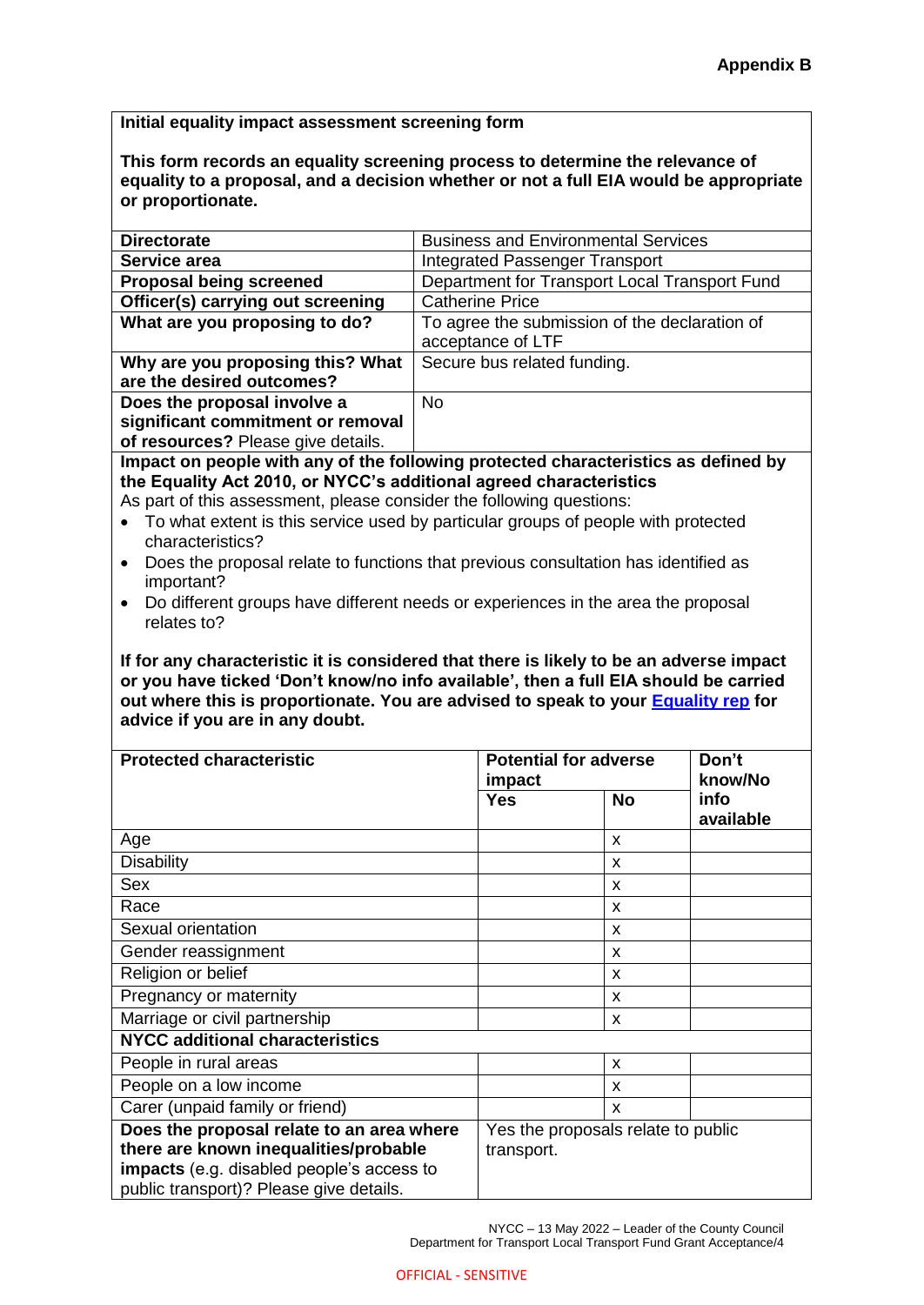**Appendix B**

**Initial equality impact assessment screening form**

**This form records an equality screening process to determine the relevance of equality to a proposal, and a decision whether or not a full EIA would be appropriate or proportionate.**

| | |
|---|---|
| **Directorate** | Business and Environmental Services |
| **Service area** | Integrated Passenger Transport |
| **Proposal being screened** | Department for Transport Local Transport Fund |
| **Officer(s) carrying out screening** | Catherine Price |
| **What are you proposing to do?** | To agree the submission of the declaration of acceptance of LTF |
| **Why are you proposing this? What are the desired outcomes?** | Secure bus related funding. |
| **Does the proposal involve a significant commitment or removal of resources?** Please give details. | No |

**Impact on people with any of the following protected characteristics as defined by the Equality Act 2010, or NYCC's additional agreed characteristics**

As part of this assessment, please consider the following questions:

- To what extent is this service used by particular groups of people with protected characteristics?
- Does the proposal relate to functions that previous consultation has identified as important?
- Do different groups have different needs or experiences in the area the proposal relates to?

**If for any characteristic it is considered that there is likely to be an adverse impact or you have ticked 'Don't know/no info available', then a full EIA should be carried out where this is proportionate. You are advised to speak to your Equality rep for advice if you are in any doubt.**

| **Protected characteristic** | **Potential for adverse impact** | | **Don't know/No info available** |
|---|---|---|---|
| | **Yes** | **No** | |
| Age | | x | |
| Disability | | x | |
| Sex | | x | |
| Race | | x | |
| Sexual orientation | | x | |
| Gender reassignment | | x | |
| Religion or belief | | x | |
| Pregnancy or maternity | | x | |
| Marriage or civil partnership | | x | |
| **NYCC additional characteristics** | | | |
| People in rural areas | | x | |
| People on a low income | | x | |
| Carer (unpaid family or friend) | | x | |
| **Does the proposal relate to an area where there are known inequalities/probable impacts** (e.g. disabled people's access to public transport)? Please give details. | Yes the proposals relate to public transport. | | |

NYCC – 13 May 2022 – Leader of the County Council
Department for Transport Local Transport Fund Grant Acceptance/4

OFFICIAL - SENSITIVE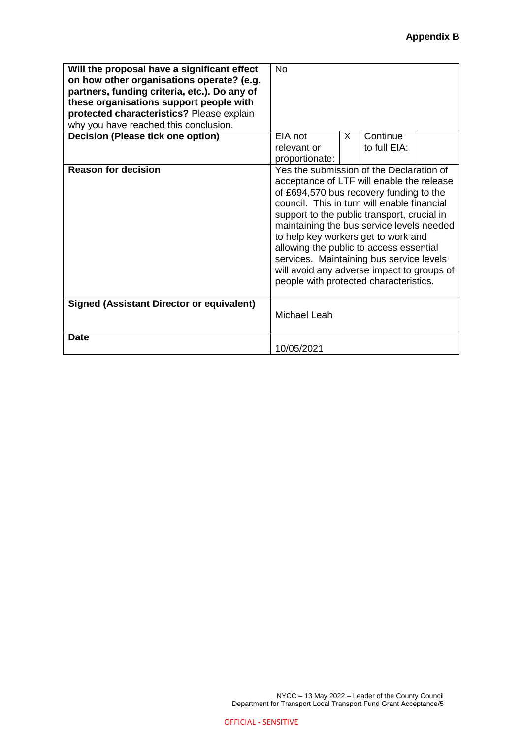**Appendix B**

| | | | | |
|---|---|---|---|---|
| **Will the proposal have a significant effect on how other organisations operate? (e.g. partners, funding criteria, etc.). Do any of these organisations support people with protected characteristics?** Please explain why you have reached this conclusion. | No | | | |
| **Decision (Please tick one option)** | EIA not relevant or proportionate: | X | Continue to full EIA: | |
| **Reason for decision** | Yes the submission of the Declaration of acceptance of LTF will enable the release of £694,570 bus recovery funding to the council. This in turn will enable financial support to the public transport, crucial in maintaining the bus service levels needed to help key workers get to work and allowing the public to access essential services. Maintaining bus service levels will avoid any adverse impact to groups of people with protected characteristics. | | | |
| **Signed (Assistant Director or equivalent)** | Michael Leah | | | |
| **Date** | 10/05/2021 | | | |

NYCC – 13 May 2022 – Leader of the County Council
Department for Transport Local Transport Fund Grant Acceptance/5

OFFICIAL - SENSITIVE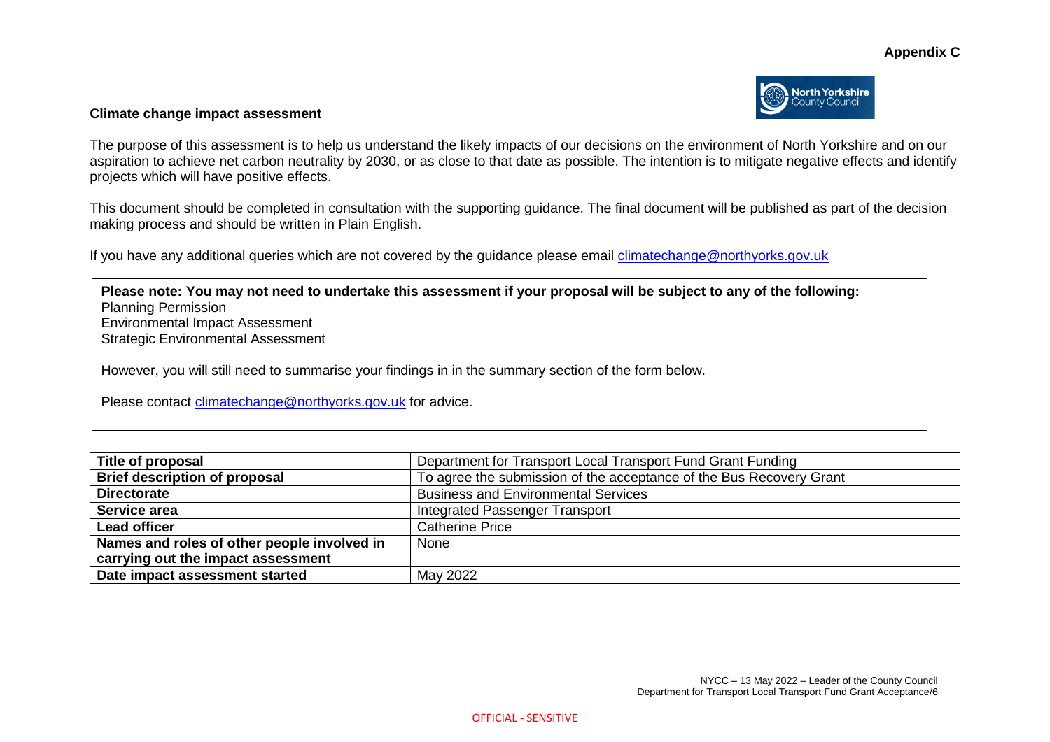**Appendix C**

**Climate change impact assessment**

The purpose of this assessment is to help us understand the likely impacts of our decisions on the environment of North Yorkshire and on our aspiration to achieve net carbon neutrality by 2030, or as close to that date as possible. The intention is to mitigate negative effects and identify projects which will have positive effects.

This document should be completed in consultation with the supporting guidance. The final document will be published as part of the decision making process and should be written in Plain English.

If you have any additional queries which are not covered by the guidance please email climatechange@northyorks.gov.uk

> **Please note: You may not need to undertake this assessment if your proposal will be subject to any of the following:**
> Planning Permission
> Environmental Impact Assessment
> Strategic Environmental Assessment
>
> However, you will still need to summarise your findings in in the summary section of the form below.
>
> Please contact climatechange@northyorks.gov.uk for advice.

| | |
|---|---|
| **Title of proposal** | Department for Transport Local Transport Fund Grant Funding |
| **Brief description of proposal** | To agree the submission of the acceptance of the Bus Recovery Grant |
| **Directorate** | Business and Environmental Services |
| **Service area** | Integrated Passenger Transport |
| **Lead officer** | Catherine Price |
| **Names and roles of other people involved in carrying out the impact assessment** | None |
| **Date impact assessment started** | May 2022 |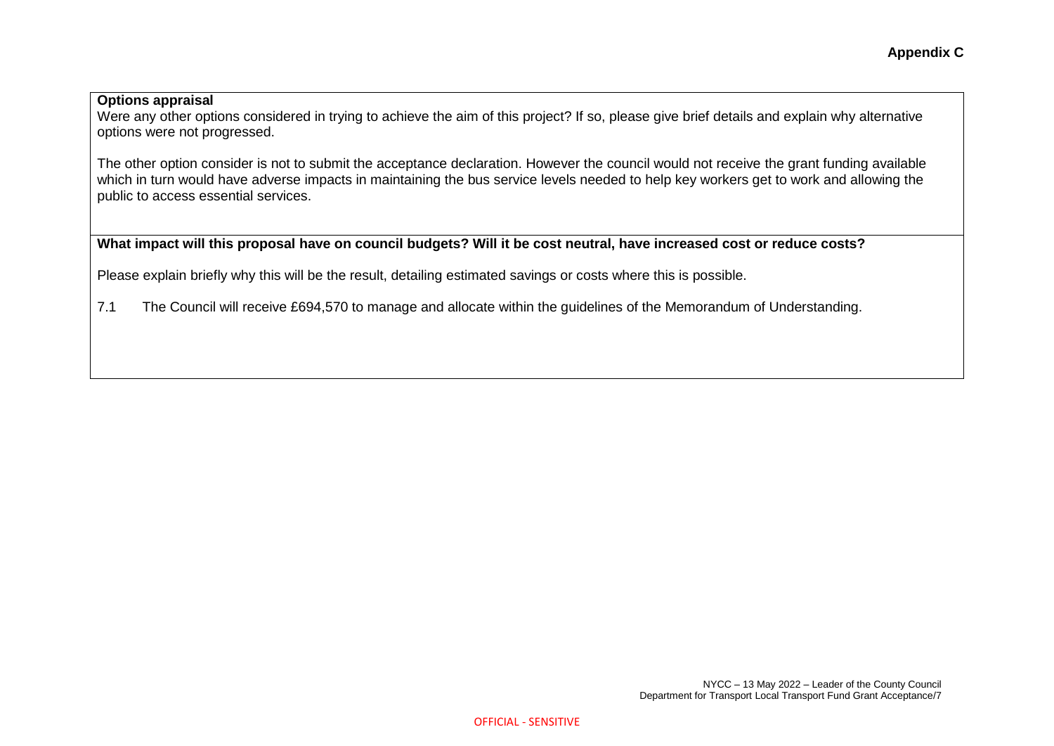**Appendix C**

**Options appraisal**

Were any other options considered in trying to achieve the aim of this project? If so, please give brief details and explain why alternative options were not progressed.

The other option consider is not to submit the acceptance declaration. However the council would not receive the grant funding available which in turn would have adverse impacts in maintaining the bus service levels needed to help key workers get to work and allowing the public to access essential services.

**What impact will this proposal have on council budgets? Will it be cost neutral, have increased cost or reduce costs?**

Please explain briefly why this will be the result, detailing estimated savings or costs where this is possible.

7.1 The Council will receive £694,570 to manage and allocate within the guidelines of the Memorandum of Understanding.

OFFICIAL - SENSITIVE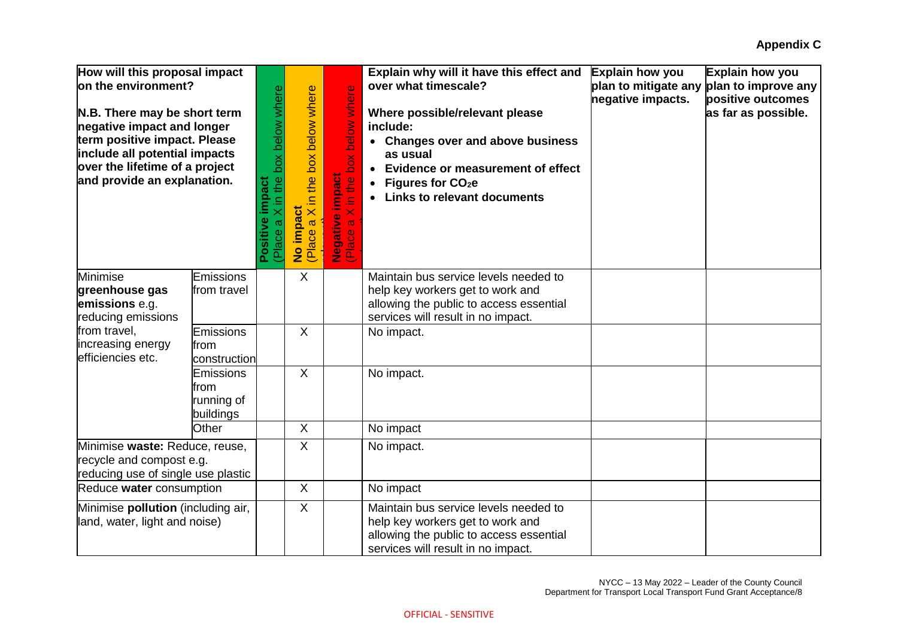**Appendix C**

| How will this proposal impact on the environment?<br><br>N.B. There may be short term negative impact and longer term positive impact. Please include all potential impacts over the lifetime of a project and provide an explanation. | | Positive impact (Place a X in the box below where relevant) | No impact (Place a X in the box below where relevant) | Negative impact (Place a X in the box below where relevant) | Explain why will it have this effect and over what timescale?<br><br>Where possible/relevant please include:<br>• Changes over and above business as usual<br>• Evidence or measurement of effect<br>• Figures for $CO_2e$<br>• Links to relevant documents | Explain how you plan to mitigate any negative impacts. | Explain how you plan to improve any positive outcomes as far as possible. |
|---|---|---|---|---|---|---|---|
| Minimise **greenhouse gas emissions** e.g. reducing emissions from travel, increasing energy efficiencies etc. | Emissions from travel | | X | | Maintain bus service levels needed to help key workers get to work and allowing the public to access essential services will result in no impact. | | |
| | Emissions from construction | | X | | No impact. | | |
| | Emissions from running of buildings | | X | | No impact. | | |
| | Other | | X | | No impact | | |
| Minimise **waste:** Reduce, reuse, recycle and compost e.g. reducing use of single use plastic | | | X | | No impact. | | |
| Reduce **water** consumption | | | X | | No impact | | |
| Minimise **pollution** (including air, land, water, light and noise) | | | X | | Maintain bus service levels needed to help key workers get to work and allowing the public to access essential services will result in no impact. | | |

NYCC – 13 May 2022 – Leader of the County Council
Department for Transport Local Transport Fund Grant Acceptance/8

OFFICIAL - SENSITIVE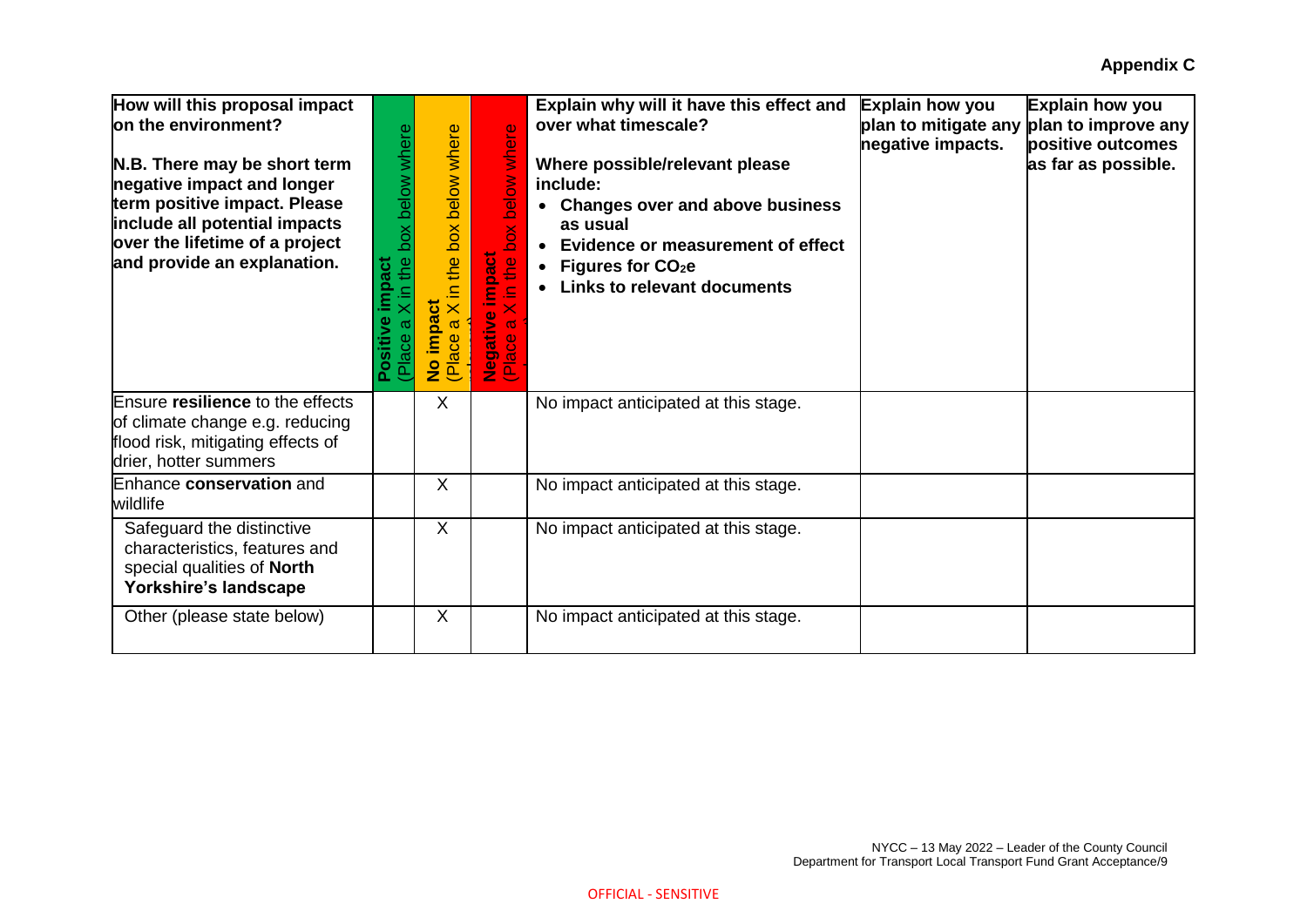**Appendix C**

| How will this proposal impact on the environment?<br><br>N.B. There may be short term negative impact and longer term positive impact. Please include all potential impacts over the lifetime of a project and provide an explanation. | **Positive impact** (Place a X in the box below where relevant) | **No impact** (Place a X in the box below where relevant) | **Negative impact** (Place a X in the box below where relevant) | **Explain why will it have this effect and over what timescale?**<br><br>**Where possible/relevant please include:**<br>• **Changes over and above business as usual**<br>• **Evidence or measurement of effect**<br>• **Figures for $CO_2e$**<br>• **Links to relevant documents** | **Explain how you plan to mitigate any negative impacts.** | **Explain how you plan to improve any positive outcomes as far as possible.** |
|---|---|---|---|---|---|---|
| Ensure **resilience** to the effects of climate change e.g. reducing flood risk, mitigating effects of drier, hotter summers | | X | | No impact anticipated at this stage. | | |
| Enhance **conservation** and wildlife | | X | | No impact anticipated at this stage. | | |
| Safeguard the distinctive characteristics, features and special qualities of **North Yorkshire's landscape** | | X | | No impact anticipated at this stage. | | |
| Other (please state below) | | X | | No impact anticipated at this stage. | | |

NYCC – 13 May 2022 – Leader of the County Council
Department for Transport Local Transport Fund Grant Acceptance/9

OFFICIAL - SENSITIVE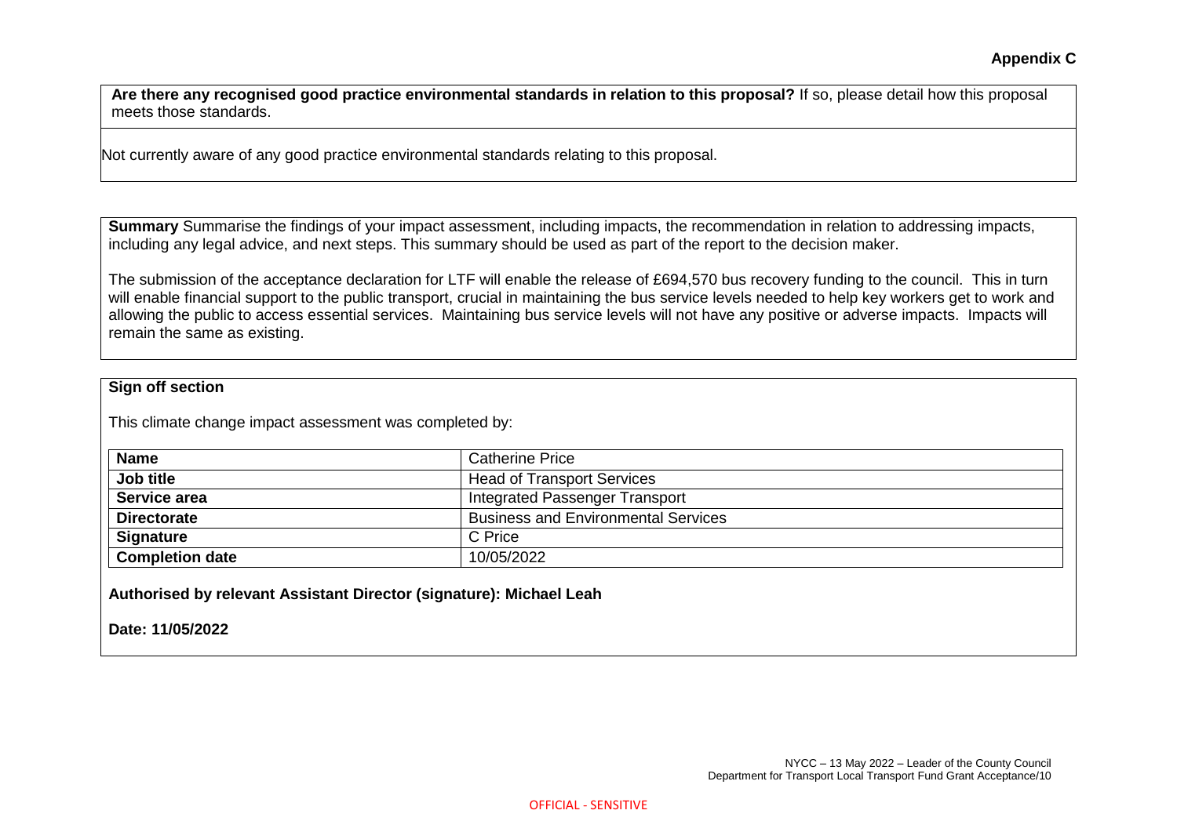**Appendix C**

**Are there any recognised good practice environmental standards in relation to this proposal?** If so, please detail how this proposal meets those standards.

Not currently aware of any good practice environmental standards relating to this proposal.

**Summary** Summarise the findings of your impact assessment, including impacts, the recommendation in relation to addressing impacts, including any legal advice, and next steps. This summary should be used as part of the report to the decision maker.

The submission of the acceptance declaration for LTF will enable the release of £694,570 bus recovery funding to the council. This in turn will enable financial support to the public transport, crucial in maintaining the bus service levels needed to help key workers get to work and allowing the public to access essential services. Maintaining bus service levels will not have any positive or adverse impacts. Impacts will remain the same as existing.

**Sign off section**

This climate change impact assessment was completed by:

| | |
|---|---|
| **Name** | Catherine Price |
| **Job title** | Head of Transport Services |
| **Service area** | Integrated Passenger Transport |
| **Directorate** | Business and Environmental Services |
| **Signature** | C Price |
| **Completion date** | 10/05/2022 |

**Authorised by relevant Assistant Director (signature): Michael Leah**

**Date: 11/05/2022**

NYCC – 13 May 2022 – Leader of the County Council
Department for Transport Local Transport Fund Grant Acceptance/10

OFFICIAL - SENSITIVE